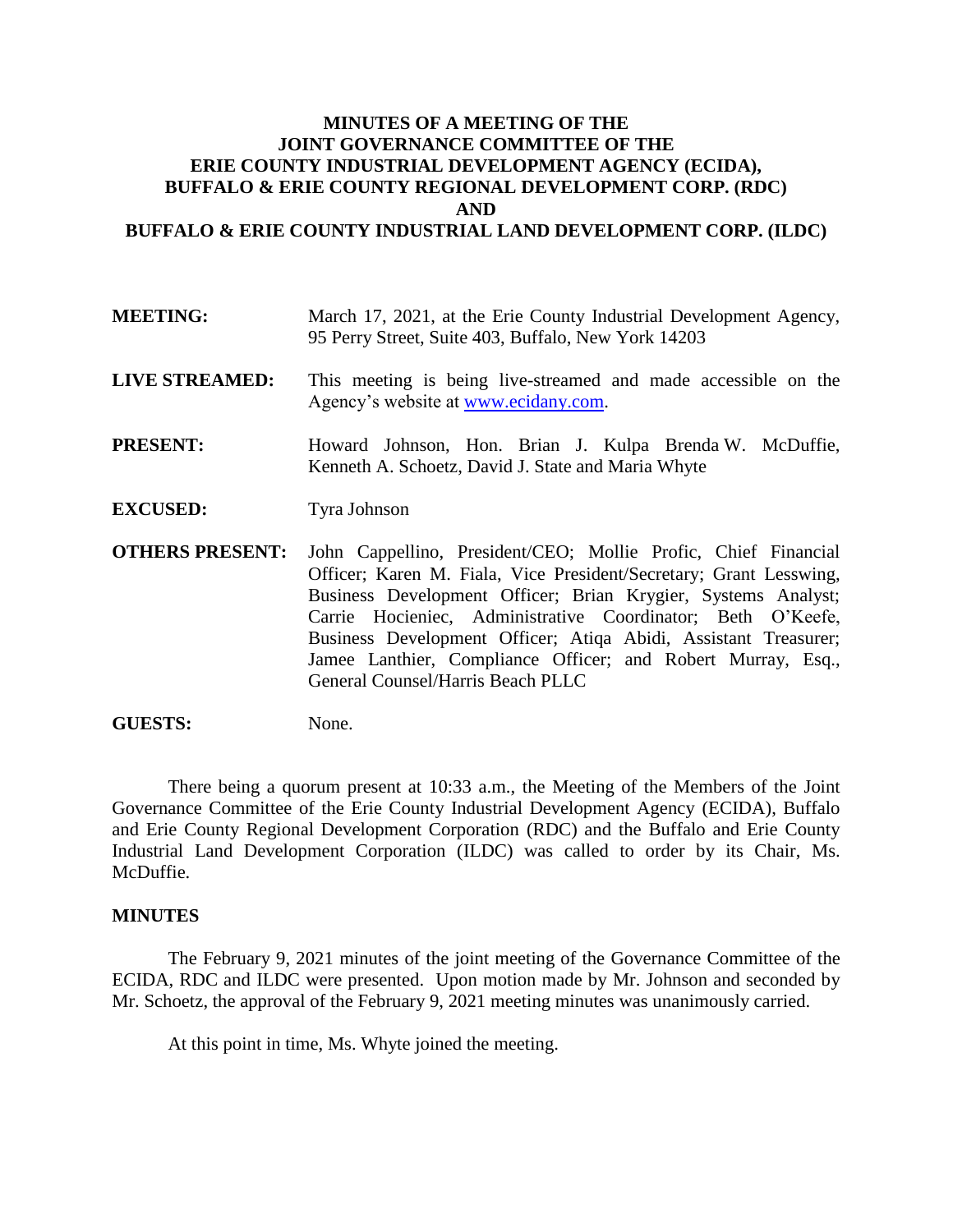# MINUTES OF A MEETING OF THE JOINT GOVERNANCE COMMITTEE OF THE ERIE COUNTY INDUSTRIAL DEVELOPMENT AGENCY (ECIDA), BUFFALO & ERIE COUNTY REGIONAL DEVELOPMENT CORP. (RDC) AND BUFFALO & ERIE COUNTY INDUSTRIAL LAND DEVELOPMENT CORP. (ILDC)

**MEETING:** March 17, 2021, at the Erie County Industrial Development Agency, 95 Perry Street, Suite 403, Buffalo, New York 14203

**LIVE STREAMED:** This meeting is being live-streamed and made accessible on the Agency's website at www.ecidany.com.

**PRESENT:** Howard Johnson, Hon. Brian J. Kulpa Brenda W. McDuffie, Kenneth A. Schoetz, David J. State and Maria Whyte

**EXCUSED:** Tyra Johnson

**OTHERS PRESENT:** John Cappellino, President/CEO; Mollie Profic, Chief Financial Officer; Karen M. Fiala, Vice President/Secretary; Grant Lesswing, Business Development Officer; Brian Krygier, Systems Analyst; Carrie Hocieniec, Administrative Coordinator; Beth O'Keefe, Business Development Officer; Atiqa Abidi, Assistant Treasurer; Jamee Lanthier, Compliance Officer; and Robert Murray, Esq., General Counsel/Harris Beach PLLC

**GUESTS:** None.

There being a quorum present at 10:33 a.m., the Meeting of the Members of the Joint Governance Committee of the Erie County Industrial Development Agency (ECIDA), Buffalo and Erie County Regional Development Corporation (RDC) and the Buffalo and Erie County Industrial Land Development Corporation (ILDC) was called to order by its Chair, Ms. McDuffie.

## MINUTES

The February 9, 2021 minutes of the joint meeting of the Governance Committee of the ECIDA, RDC and ILDC were presented. Upon motion made by Mr. Johnson and seconded by Mr. Schoetz, the approval of the February 9, 2021 meeting minutes was unanimously carried.

At this point in time, Ms. Whyte joined the meeting.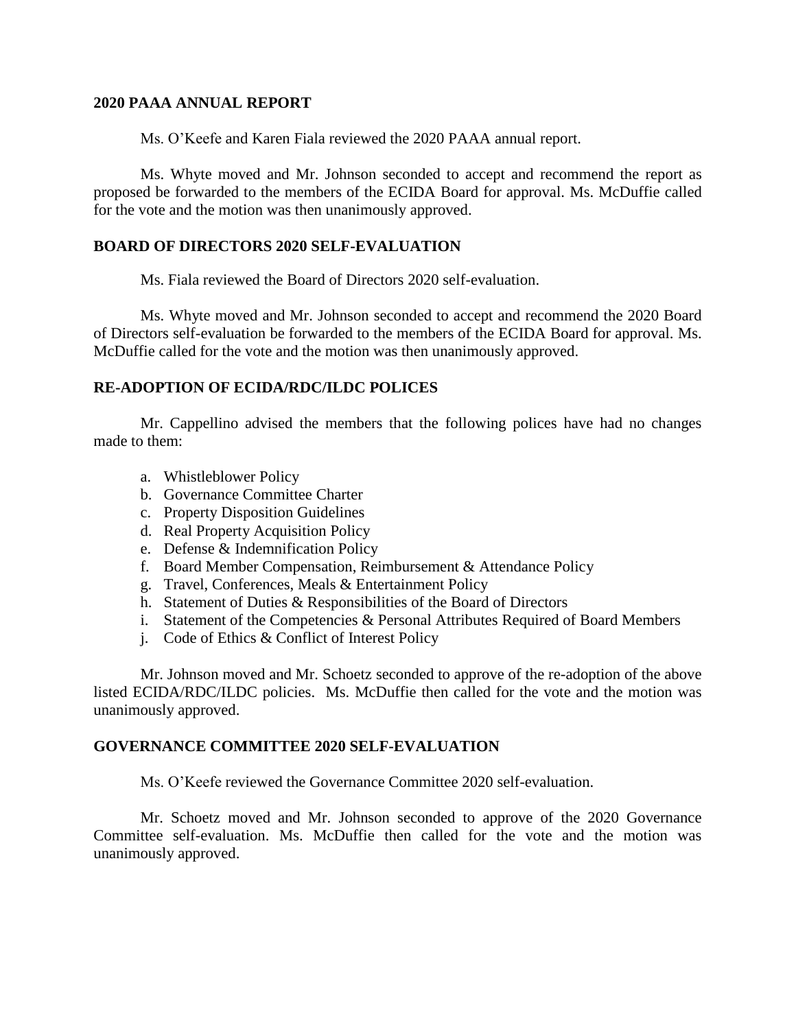**2020 PAAA ANNUAL REPORT**

Ms. O'Keefe and Karen Fiala reviewed the 2020 PAAA annual report.

Ms. Whyte moved and Mr. Johnson seconded to accept and recommend the report as proposed be forwarded to the members of the ECIDA Board for approval. Ms. McDuffie called for the vote and the motion was then unanimously approved.

**BOARD OF DIRECTORS 2020 SELF-EVALUATION**

Ms. Fiala reviewed the Board of Directors 2020 self-evaluation.

Ms. Whyte moved and Mr. Johnson seconded to accept and recommend the 2020 Board of Directors self-evaluation be forwarded to the members of the ECIDA Board for approval. Ms. McDuffie called for the vote and the motion was then unanimously approved.

**RE-ADOPTION OF ECIDA/RDC/ILDC POLICES**

Mr. Cappellino advised the members that the following polices have had no changes made to them:

a. Whistleblower Policy
b. Governance Committee Charter
c. Property Disposition Guidelines
d. Real Property Acquisition Policy
e. Defense & Indemnification Policy
f. Board Member Compensation, Reimbursement & Attendance Policy
g. Travel, Conferences, Meals & Entertainment Policy
h. Statement of Duties & Responsibilities of the Board of Directors
i. Statement of the Competencies & Personal Attributes Required of Board Members
j. Code of Ethics & Conflict of Interest Policy

Mr. Johnson moved and Mr. Schoetz seconded to approve of the re-adoption of the above listed ECIDA/RDC/ILDC policies. Ms. McDuffie then called for the vote and the motion was unanimously approved.

**GOVERNANCE COMMITTEE 2020 SELF-EVALUATION**

Ms. O'Keefe reviewed the Governance Committee 2020 self-evaluation.

Mr. Schoetz moved and Mr. Johnson seconded to approve of the 2020 Governance Committee self-evaluation. Ms. McDuffie then called for the vote and the motion was unanimously approved.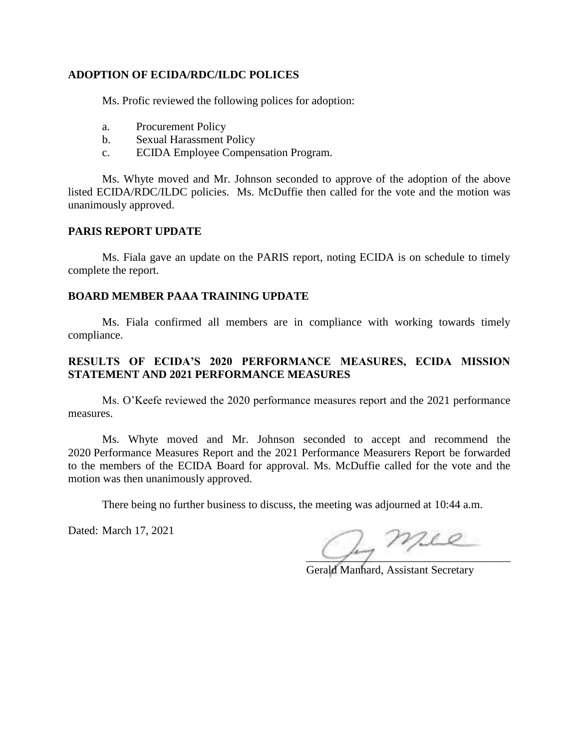**ADOPTION OF ECIDA/RDC/ILDC POLICES**

Ms. Profic reviewed the following polices for adoption:

a. Procurement Policy
b. Sexual Harassment Policy
c. ECIDA Employee Compensation Program.

Ms. Whyte moved and Mr. Johnson seconded to approve of the adoption of the above listed ECIDA/RDC/ILDC policies. Ms. McDuffie then called for the vote and the motion was unanimously approved.

**PARIS REPORT UPDATE**

Ms. Fiala gave an update on the PARIS report, noting ECIDA is on schedule to timely complete the report.

**BOARD MEMBER PAAA TRAINING UPDATE**

Ms. Fiala confirmed all members are in compliance with working towards timely compliance.

**RESULTS OF ECIDA'S 2020 PERFORMANCE MEASURES, ECIDA MISSION STATEMENT AND 2021 PERFORMANCE MEASURES**

Ms. O'Keefe reviewed the 2020 performance measures report and the 2021 performance measures.

Ms. Whyte moved and Mr. Johnson seconded to accept and recommend the 2020 Performance Measures Report and the 2021 Performance Measurers Report be forwarded to the members of the ECIDA Board for approval. Ms. McDuffie called for the vote and the motion was then unanimously approved.

There being no further business to discuss, the meeting was adjourned at 10:44 a.m.

Dated: March 17, 2021

Gerald Manhard, Assistant Secretary